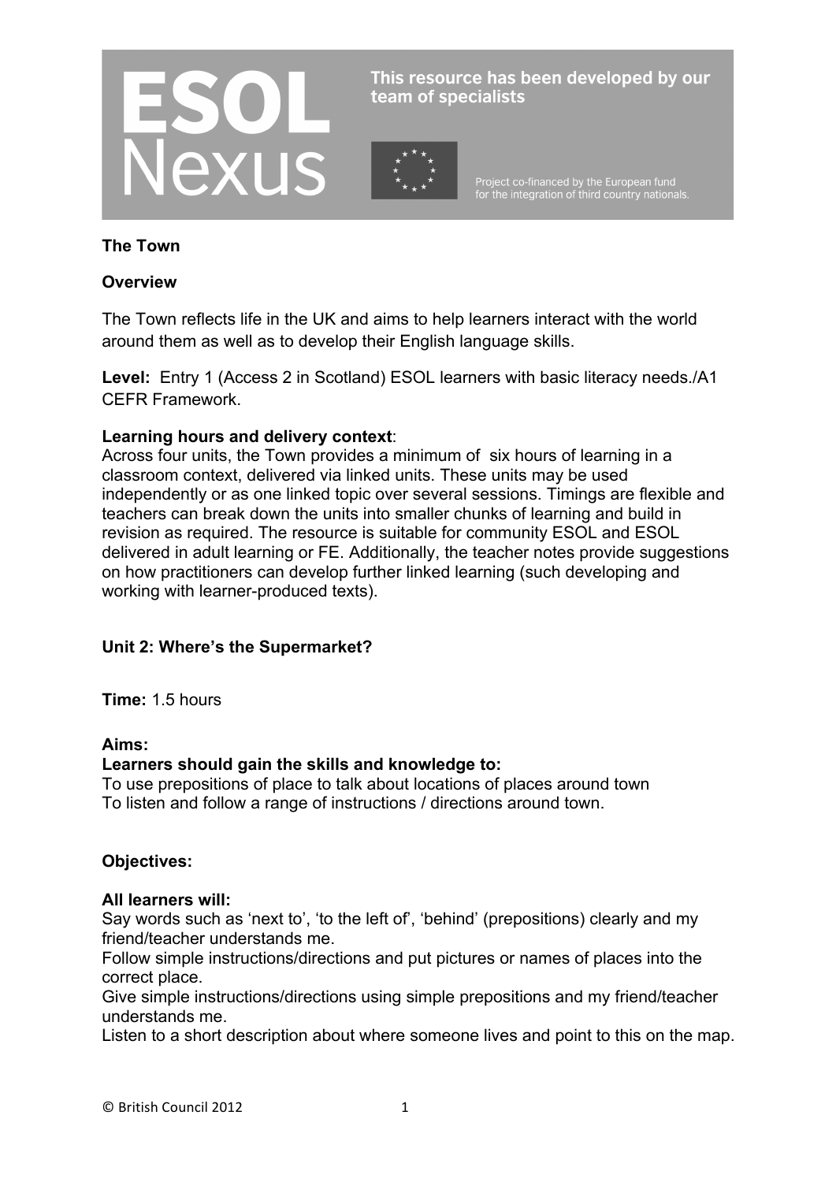ESOL Nexus

This resource has been developed by our team of specialists

Project co-financed by the European fund for the integration of third country nationals.

**The Town**

**Overview**

The Town reflects life in the UK and aims to help learners interact with the world around them as well as to develop their English language skills.

**Level:** Entry 1 (Access 2 in Scotland) ESOL learners with basic literacy needs./A1 CEFR Framework.

**Learning hours and delivery context**:
Across four units, the Town provides a minimum of six hours of learning in a classroom context, delivered via linked units. These units may be used independently or as one linked topic over several sessions. Timings are flexible and teachers can break down the units into smaller chunks of learning and build in revision as required. The resource is suitable for community ESOL and ESOL delivered in adult learning or FE. Additionally, the teacher notes provide suggestions on how practitioners can develop further linked learning (such developing and working with learner-produced texts).

**Unit 2: Where's the Supermarket?**

**Time:** 1.5 hours

**Aims:**
**Learners should gain the skills and knowledge to:**
To use prepositions of place to talk about locations of places around town
To listen and follow a range of instructions / directions around town.

**Objectives:**

**All learners will:**
Say words such as 'next to', 'to the left of', 'behind' (prepositions) clearly and my friend/teacher understands me.
Follow simple instructions/directions and put pictures or names of places into the correct place.
Give simple instructions/directions using simple prepositions and my friend/teacher understands me.
Listen to a short description about where someone lives and point to this on the map.

© British Council 2012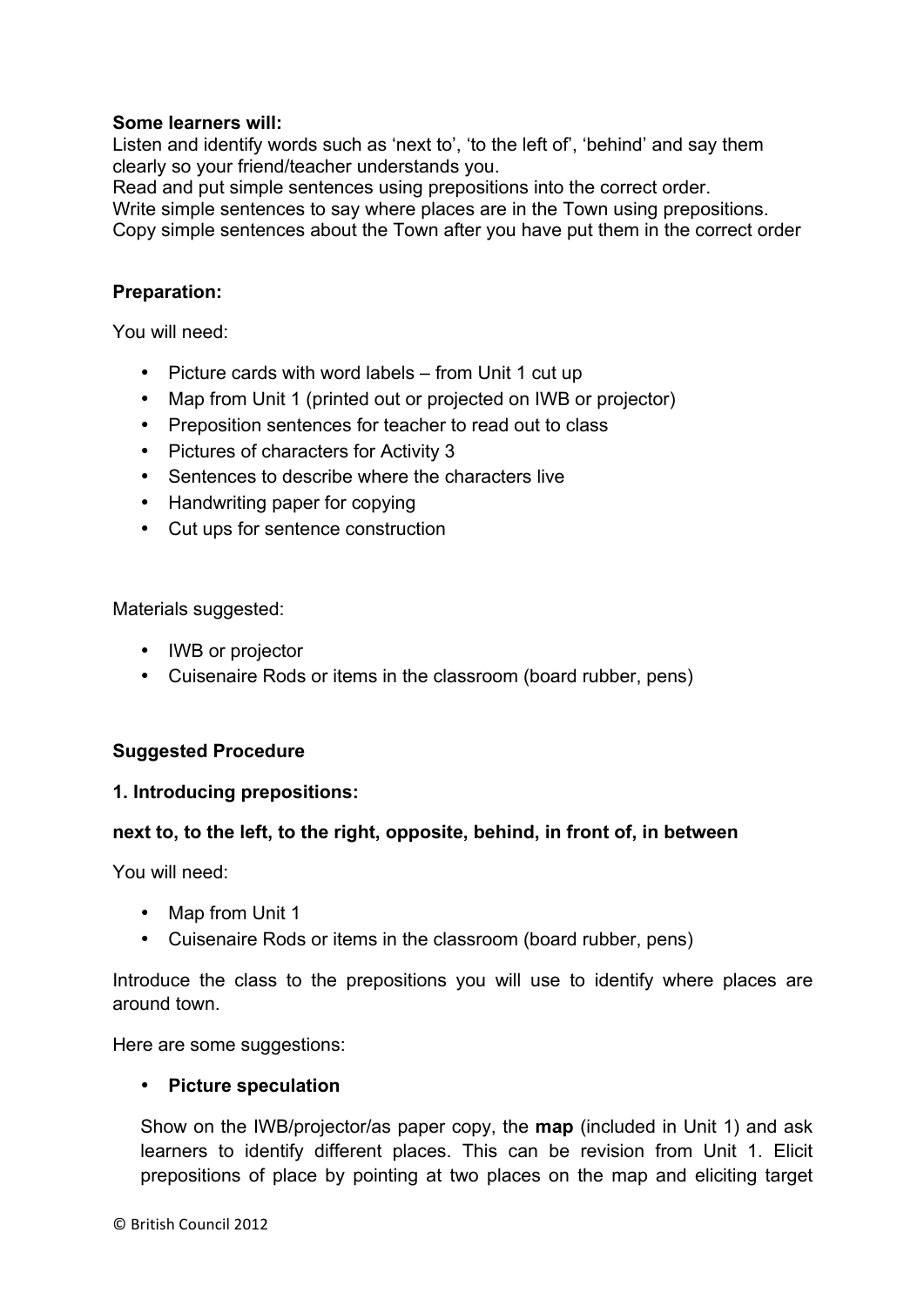**Some learners will:**
Listen and identify words such as 'next to', 'to the left of', 'behind' and say them clearly so your friend/teacher understands you.
Read and put simple sentences using prepositions into the correct order.
Write simple sentences to say where places are in the Town using prepositions.
Copy simple sentences about the Town after you have put them in the correct order

**Preparation:**

You will need:

- Picture cards with word labels – from Unit 1 cut up
- Map from Unit 1 (printed out or projected on IWB or projector)
- Preposition sentences for teacher to read out to class
- Pictures of characters for Activity 3
- Sentences to describe where the characters live
- Handwriting paper for copying
- Cut ups for sentence construction

Materials suggested:

- IWB or projector
- Cuisenaire Rods or items in the classroom (board rubber, pens)

**Suggested Procedure**

**1. Introducing prepositions:**

**next to, to the left, to the right, opposite, behind, in front of, in between**

You will need:

- Map from Unit 1
- Cuisenaire Rods or items in the classroom (board rubber, pens)

Introduce the class to the prepositions you will use to identify where places are around town.

Here are some suggestions:

- **Picture speculation**

  Show on the IWB/projector/as paper copy, the **map** (included in Unit 1) and ask learners to identify different places. This can be revision from Unit 1. Elicit prepositions of place by pointing at two places on the map and eliciting target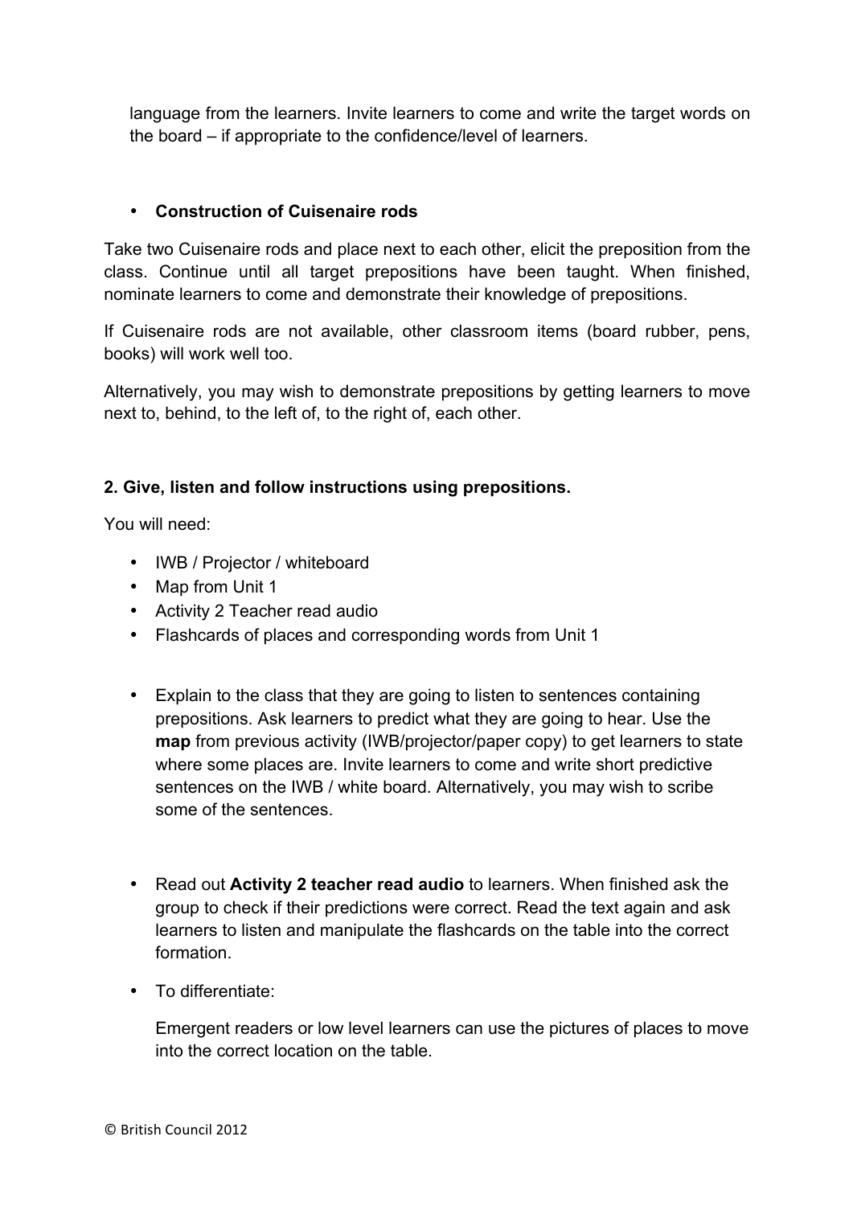language from the learners. Invite learners to come and write the target words on the board – if appropriate to the confidence/level of learners.

- **Construction of Cuisenaire rods**

Take two Cuisenaire rods and place next to each other, elicit the preposition from the class. Continue until all target prepositions have been taught. When finished, nominate learners to come and demonstrate their knowledge of prepositions.

If Cuisenaire rods are not available, other classroom items (board rubber, pens, books) will work well too.

Alternatively, you may wish to demonstrate prepositions by getting learners to move next to, behind, to the left of, to the right of, each other.

**2. Give, listen and follow instructions using prepositions.**

You will need:

- IWB / Projector / whiteboard
- Map from Unit 1
- Activity 2 Teacher read audio
- Flashcards of places and corresponding words from Unit 1

- Explain to the class that they are going to listen to sentences containing prepositions. Ask learners to predict what they are going to hear. Use the **map** from previous activity (IWB/projector/paper copy) to get learners to state where some places are. Invite learners to come and write short predictive sentences on the IWB / white board. Alternatively, you may wish to scribe some of the sentences.

- Read out **Activity 2 teacher read audio** to learners. When finished ask the group to check if their predictions were correct. Read the text again and ask learners to listen and manipulate the flashcards on the table into the correct formation.

- To differentiate:

  Emergent readers or low level learners can use the pictures of places to move into the correct location on the table.

© British Council 2012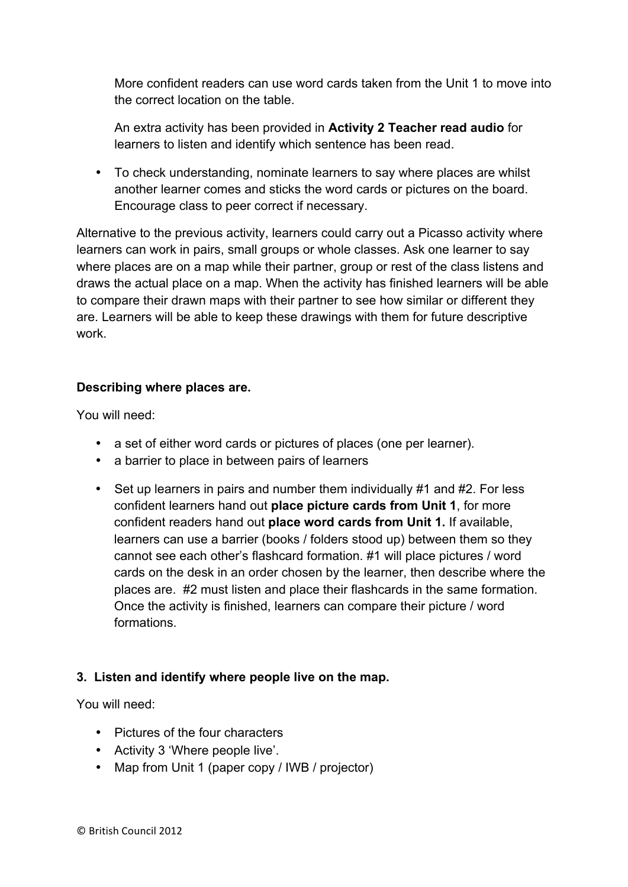More confident readers can use word cards taken from the Unit 1 to move into the correct location on the table.

An extra activity has been provided in **Activity 2 Teacher read audio** for learners to listen and identify which sentence has been read.

- To check understanding, nominate learners to say where places are whilst another learner comes and sticks the word cards or pictures on the board. Encourage class to peer correct if necessary.

Alternative to the previous activity, learners could carry out a Picasso activity where learners can work in pairs, small groups or whole classes. Ask one learner to say where places are on a map while their partner, group or rest of the class listens and draws the actual place on a map. When the activity has finished learners will be able to compare their drawn maps with their partner to see how similar or different they are. Learners will be able to keep these drawings with them for future descriptive work.

**Describing where places are.**

You will need:

- a set of either word cards or pictures of places (one per learner).
- a barrier to place in between pairs of learners

- Set up learners in pairs and number them individually #1 and #2. For less confident learners hand out **place picture cards from Unit 1**, for more confident readers hand out **place word cards from Unit 1.** If available, learners can use a barrier (books / folders stood up) between them so they cannot see each other's flashcard formation. #1 will place pictures / word cards on the desk in an order chosen by the learner, then describe where the places are. #2 must listen and place their flashcards in the same formation. Once the activity is finished, learners can compare their picture / word formations.

**3. Listen and identify where people live on the map.**

You will need:

- Pictures of the four characters
- Activity 3 'Where people live'.
- Map from Unit 1 (paper copy / IWB / projector)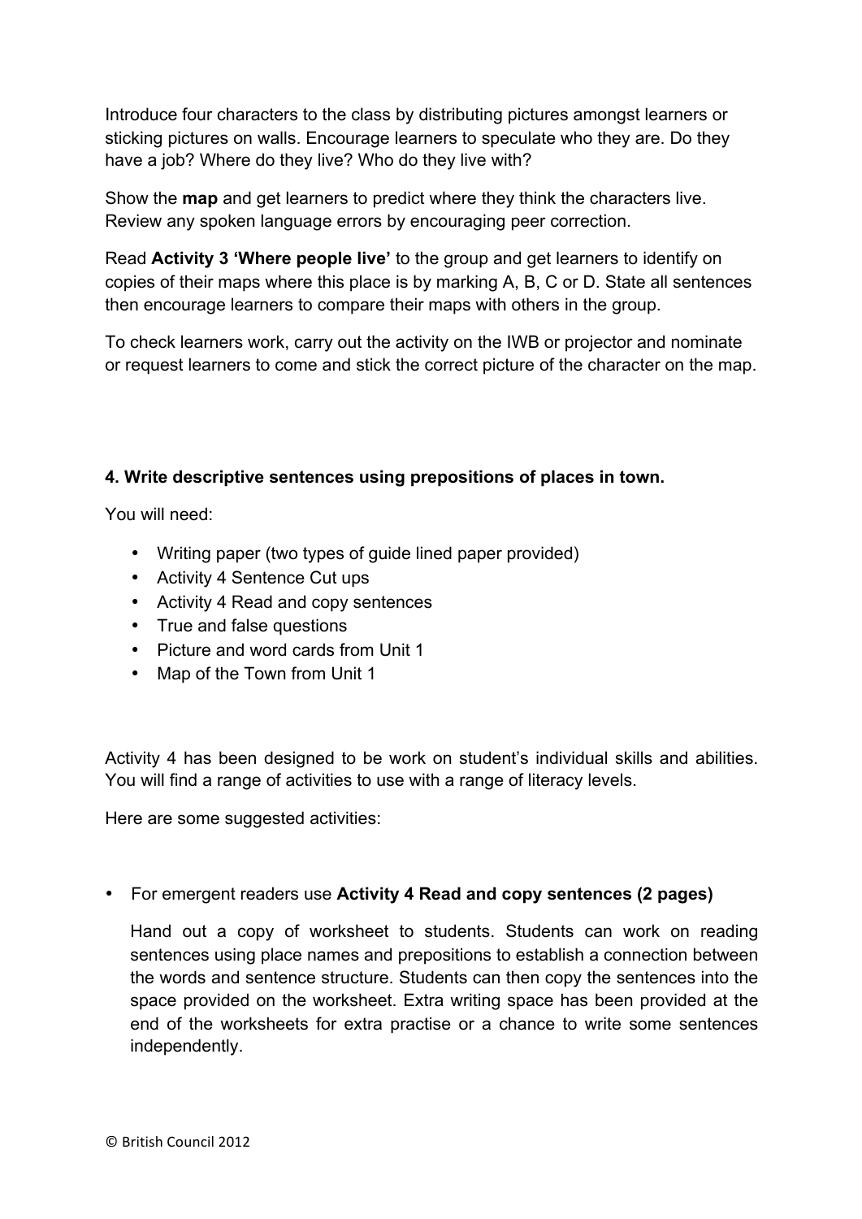Introduce four characters to the class by distributing pictures amongst learners or sticking pictures on walls. Encourage learners to speculate who they are. Do they have a job? Where do they live? Who do they live with?

Show the **map** and get learners to predict where they think the characters live. Review any spoken language errors by encouraging peer correction.

Read **Activity 3 'Where people live'** to the group and get learners to identify on copies of their maps where this place is by marking A, B, C or D. State all sentences then encourage learners to compare their maps with others in the group.

To check learners work, carry out the activity on the IWB or projector and nominate or request learners to come and stick the correct picture of the character on the map.

### 4. Write descriptive sentences using prepositions of places in town.

You will need:

- Writing paper (two types of guide lined paper provided)
- Activity 4 Sentence Cut ups
- Activity 4 Read and copy sentences
- True and false questions
- Picture and word cards from Unit 1
- Map of the Town from Unit 1

Activity 4 has been designed to be work on student's individual skills and abilities. You will find a range of activities to use with a range of literacy levels.

Here are some suggested activities:

- For emergent readers use **Activity 4 Read and copy sentences (2 pages)**

  Hand out a copy of worksheet to students. Students can work on reading sentences using place names and prepositions to establish a connection between the words and sentence structure. Students can then copy the sentences into the space provided on the worksheet. Extra writing space has been provided at the end of the worksheets for extra practise or a chance to write some sentences independently.

© British Council 2012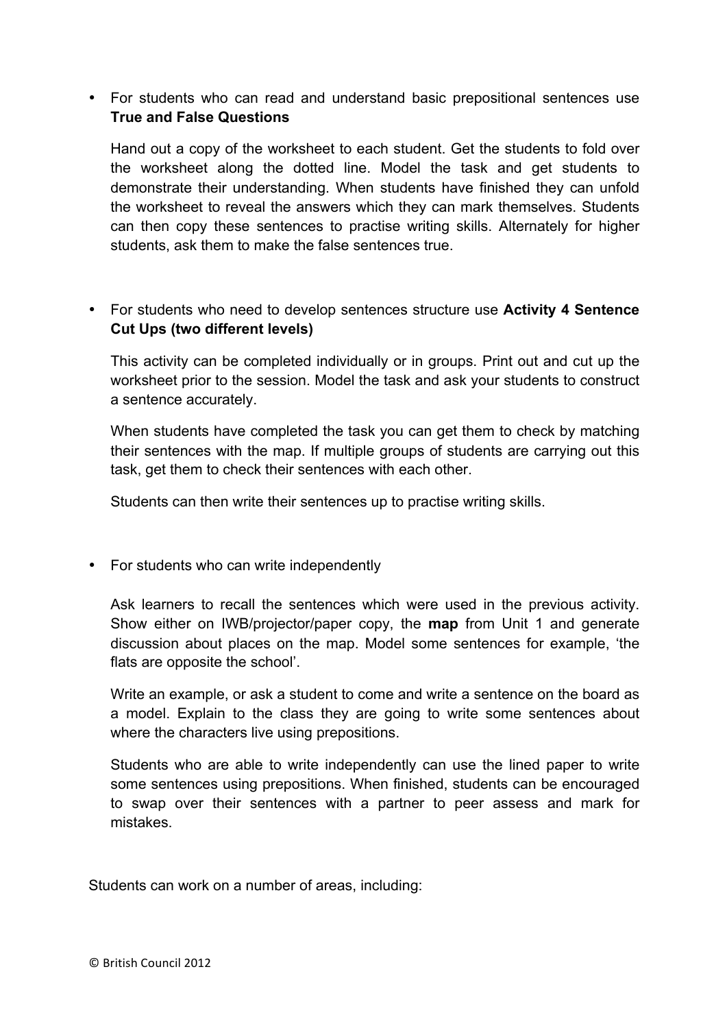- For students who can read and understand basic prepositional sentences use **True and False Questions**

  Hand out a copy of the worksheet to each student. Get the students to fold over the worksheet along the dotted line. Model the task and get students to demonstrate their understanding. When students have finished they can unfold the worksheet to reveal the answers which they can mark themselves. Students can then copy these sentences to practise writing skills. Alternately for higher students, ask them to make the false sentences true.

- For students who need to develop sentences structure use **Activity 4 Sentence Cut Ups (two different levels)**

  This activity can be completed individually or in groups. Print out and cut up the worksheet prior to the session. Model the task and ask your students to construct a sentence accurately.

  When students have completed the task you can get them to check by matching their sentences with the map. If multiple groups of students are carrying out this task, get them to check their sentences with each other.

  Students can then write their sentences up to practise writing skills.

- For students who can write independently

  Ask learners to recall the sentences which were used in the previous activity. Show either on IWB/projector/paper copy, the **map** from Unit 1 and generate discussion about places on the map. Model some sentences for example, 'the flats are opposite the school'.

  Write an example, or ask a student to come and write a sentence on the board as a model. Explain to the class they are going to write some sentences about where the characters live using prepositions.

  Students who are able to write independently can use the lined paper to write some sentences using prepositions. When finished, students can be encouraged to swap over their sentences with a partner to peer assess and mark for mistakes.

Students can work on a number of areas, including: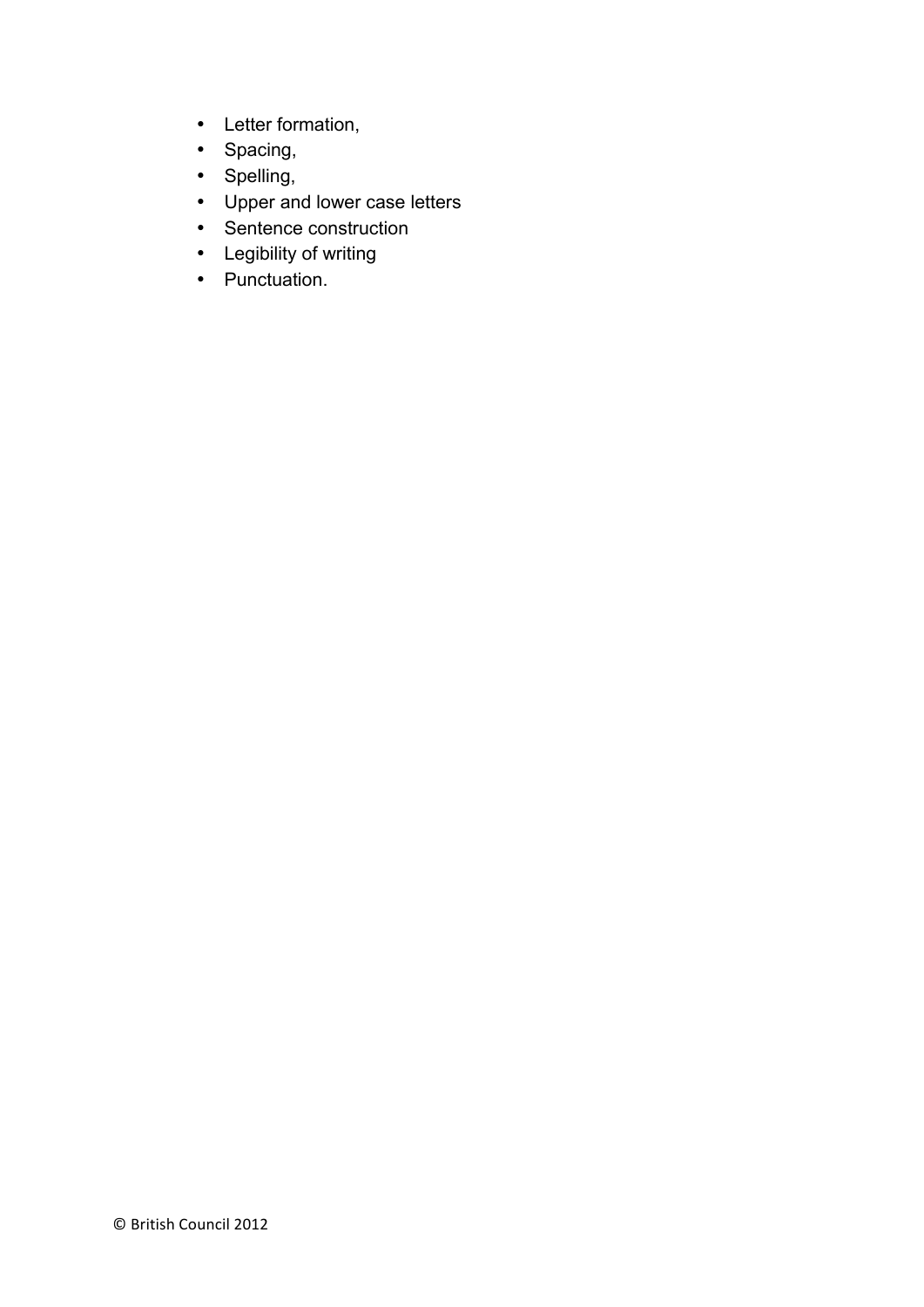- Letter formation,
- Spacing,
- Spelling,
- Upper and lower case letters
- Sentence construction
- Legibility of writing
- Punctuation.

© British Council 2012